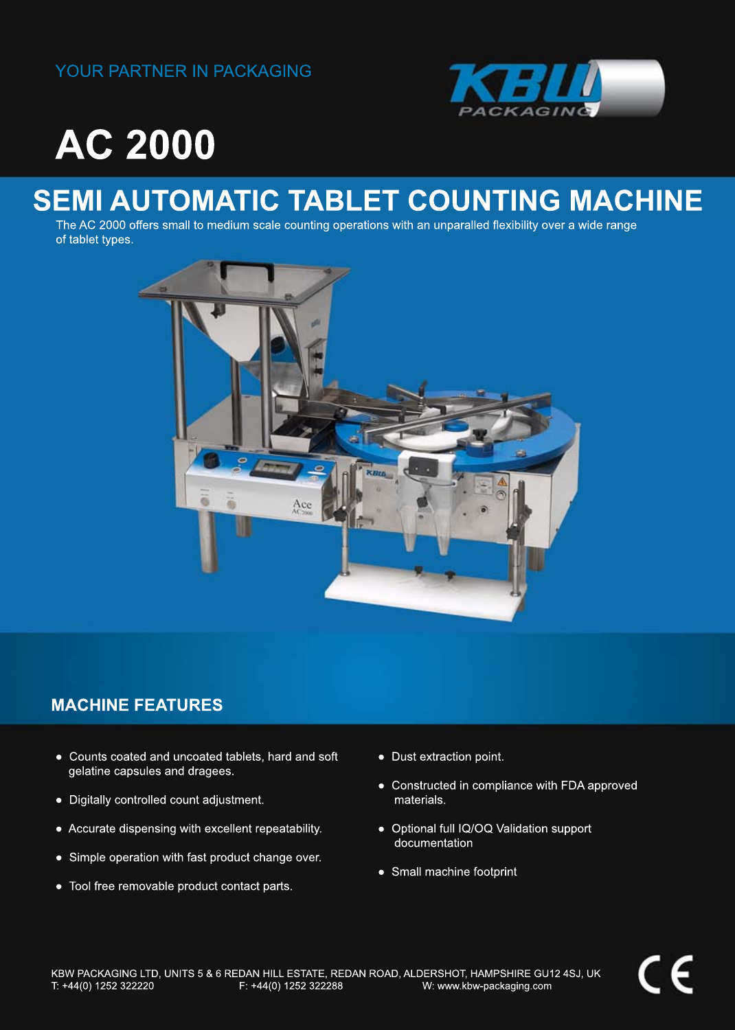YOUR PARTNER IN PACKAGING

KBW PACKAGING

# AC 2000

## SEMI AUTOMATIC TABLET COUNTING MACHINE

The AC 2000 offers small to medium scale counting operations with an unparalled flexibility over a wide range of tablet types.

## MACHINE FEATURES

- Counts coated and uncoated tablets, hard and soft gelatine capsules and dragees.
- Digitally controlled count adjustment.
- Accurate dispensing with excellent repeatability.
- Simple operation with fast product change over.
- Tool free removable product contact parts.
- Dust extraction point.
- Constructed in compliance with FDA approved materials.
- Optional full IQ/OQ Validation support documentation
- Small machine footprint

KBW PACKAGING LTD, UNITS 5 & 6 REDAN HILL ESTATE, REDAN ROAD, ALDERSHOT, HAMPSHIRE GU12 4SJ, UK
T: +44(0) 1252 322220 F: +44(0) 1252 322288 W: www.kbw-packaging.com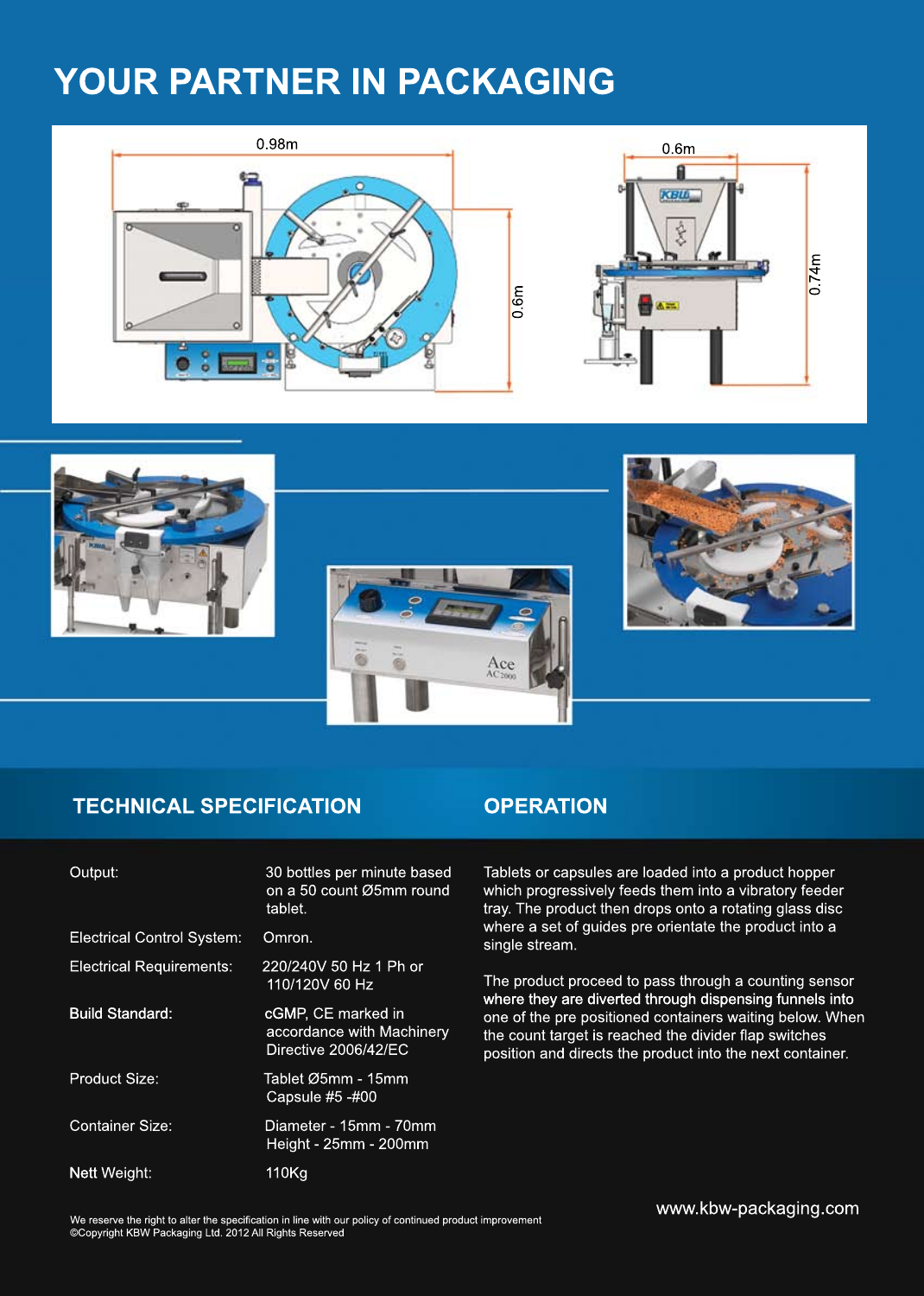# YOUR PARTNER IN PACKAGING

0.98m

0.6m

0.6m

0.74m

## TECHNICAL SPECIFICATION

| | |
|---|---|
| Output: | 30 bottles per minute based on a 50 count Ø5mm round tablet. |
| Electrical Control System: | Omron. |
| Electrical Requirements: | 220/240V 50 Hz 1 Ph or 110/120V 60 Hz |
| **Build Standard:** | cGMP, CE marked in accordance with Machinery Directive 2006/42/EC |
| Product Size: | Tablet Ø5mm - 15mm<br>Capsule #5 -#00 |
| Container Size: | Diameter - 15mm - 70mm<br>Height - 25mm - 200mm |
| **Nett** Weight: | 110Kg |

## OPERATION

Tablets or capsules are loaded into a product hopper which progressively feeds them into a vibratory feeder tray. The product then drops onto a rotating glass disc where a set of guides pre orientate the product into a single stream.

The product proceed to pass through a counting sensor **where they are diverted through dispensing funnels into** one of the pre positioned containers waiting below. When the count target is reached the divider flap switches position and directs the product into the next container.

We reserve the right to alter the specification in line with our policy of continued product improvement
©Copyright KBW Packaging Ltd. 2012 All Rights Reserved

www.kbw-packaging.com